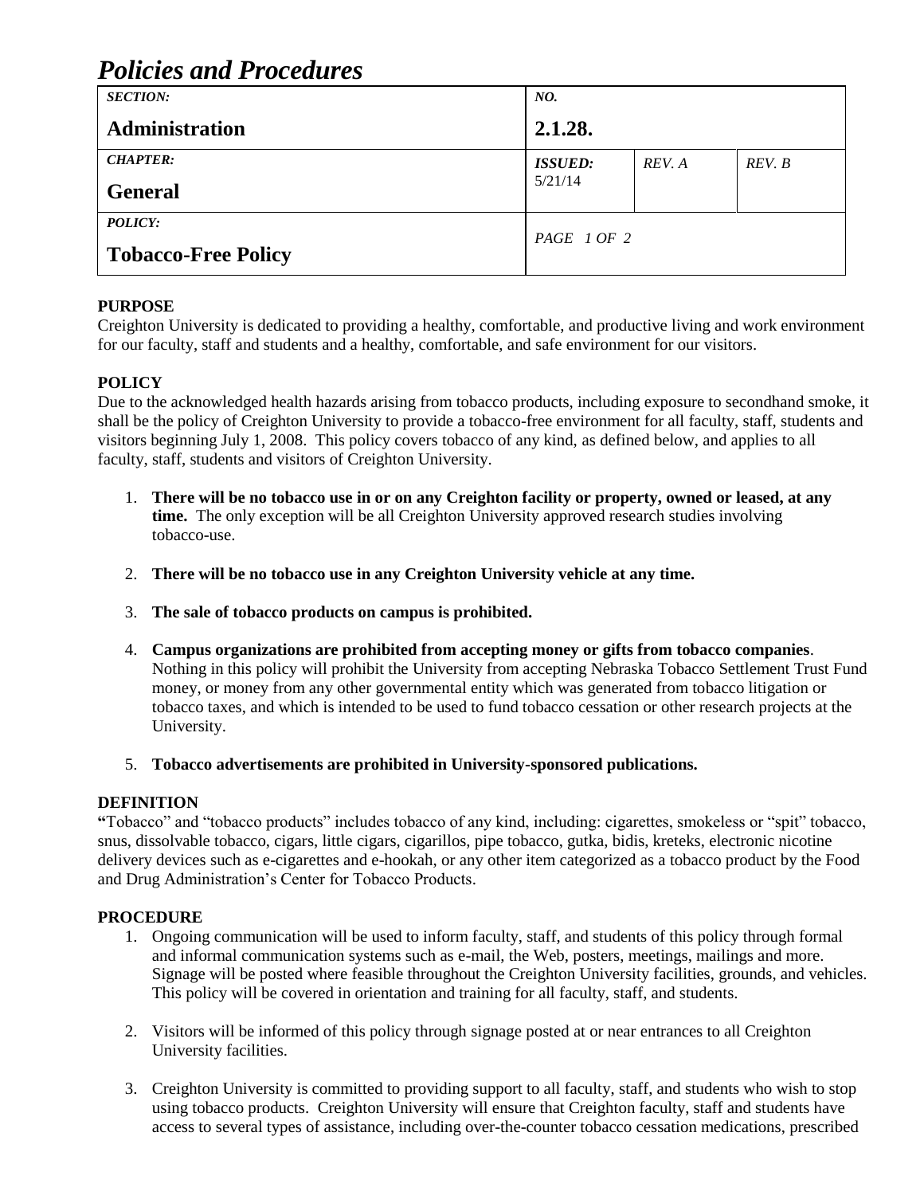# *Policies and Procedures*

| *SECTION:* **Administration** | *NO.* **2.1.28.** | | |
|---|---|---|---|
| *CHAPTER:* **General** | *ISSUED:* 5/21/14 | *REV. A* | *REV. B* |
| *POLICY:* **Tobacco-Free Policy** | *PAGE 1 OF 2* | | |

**PURPOSE**

Creighton University is dedicated to providing a healthy, comfortable, and productive living and work environment for our faculty, staff and students and a healthy, comfortable, and safe environment for our visitors.

**POLICY**

Due to the acknowledged health hazards arising from tobacco products, including exposure to secondhand smoke, it shall be the policy of Creighton University to provide a tobacco-free environment for all faculty, staff, students and visitors beginning July 1, 2008. This policy covers tobacco of any kind, as defined below, and applies to all faculty, staff, students and visitors of Creighton University.

1. **There will be no tobacco use in or on any Creighton facility or property, owned or leased, at any time.** The only exception will be all Creighton University approved research studies involving tobacco-use.

2. **There will be no tobacco use in any Creighton University vehicle at any time.**

3. **The sale of tobacco products on campus is prohibited.**

4. **Campus organizations are prohibited from accepting money or gifts from tobacco companies**. Nothing in this policy will prohibit the University from accepting Nebraska Tobacco Settlement Trust Fund money, or money from any other governmental entity which was generated from tobacco litigation or tobacco taxes, and which is intended to be used to fund tobacco cessation or other research projects at the University.

5. **Tobacco advertisements are prohibited in University-sponsored publications.**

**DEFINITION**

**"**Tobacco" and "tobacco products" includes tobacco of any kind, including: cigarettes, smokeless or "spit" tobacco, snus, dissolvable tobacco, cigars, little cigars, cigarillos, pipe tobacco, gutka, bidis, kreteks, electronic nicotine delivery devices such as e-cigarettes and e-hookah, or any other item categorized as a tobacco product by the Food and Drug Administration's Center for Tobacco Products.

**PROCEDURE**

1. Ongoing communication will be used to inform faculty, staff, and students of this policy through formal and informal communication systems such as e-mail, the Web, posters, meetings, mailings and more. Signage will be posted where feasible throughout the Creighton University facilities, grounds, and vehicles. This policy will be covered in orientation and training for all faculty, staff, and students.

2. Visitors will be informed of this policy through signage posted at or near entrances to all Creighton University facilities.

3. Creighton University is committed to providing support to all faculty, staff, and students who wish to stop using tobacco products. Creighton University will ensure that Creighton faculty, staff and students have access to several types of assistance, including over-the-counter tobacco cessation medications, prescribed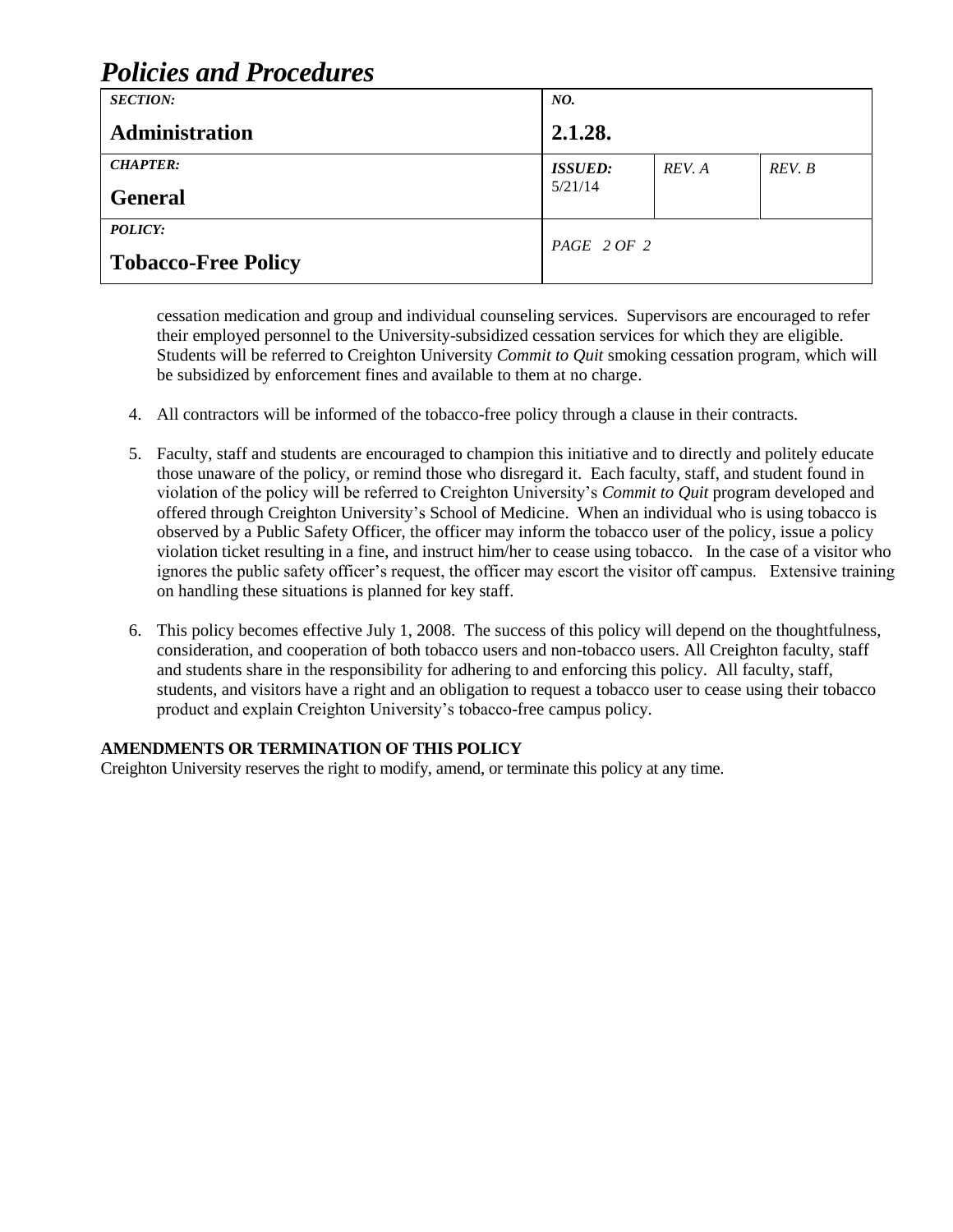cessation medication and group and individual counseling services. Supervisors are encouraged to refer their employed personnel to the University-subsidized cessation services for which they are eligible. Students will be referred to Creighton University *Commit to Quit* smoking cessation program, which will be subsidized by enforcement fines and available to them at no charge.

4. All contractors will be informed of the tobacco-free policy through a clause in their contracts.

5. Faculty, staff and students are encouraged to champion this initiative and to directly and politely educate those unaware of the policy, or remind those who disregard it. Each faculty, staff, and student found in violation of the policy will be referred to Creighton University's *Commit to Quit* program developed and offered through Creighton University's School of Medicine. When an individual who is using tobacco is observed by a Public Safety Officer, the officer may inform the tobacco user of the policy, issue a policy violation ticket resulting in a fine, and instruct him/her to cease using tobacco. In the case of a visitor who ignores the public safety officer's request, the officer may escort the visitor off campus. Extensive training on handling these situations is planned for key staff.

6. This policy becomes effective July 1, 2008. The success of this policy will depend on the thoughtfulness, consideration, and cooperation of both tobacco users and non-tobacco users. All Creighton faculty, staff and students share in the responsibility for adhering to and enforcing this policy. All faculty, staff, students, and visitors have a right and an obligation to request a tobacco user to cease using their tobacco product and explain Creighton University's tobacco-free campus policy.

**AMENDMENTS OR TERMINATION OF THIS POLICY**

Creighton University reserves the right to modify, amend, or terminate this policy at any time.